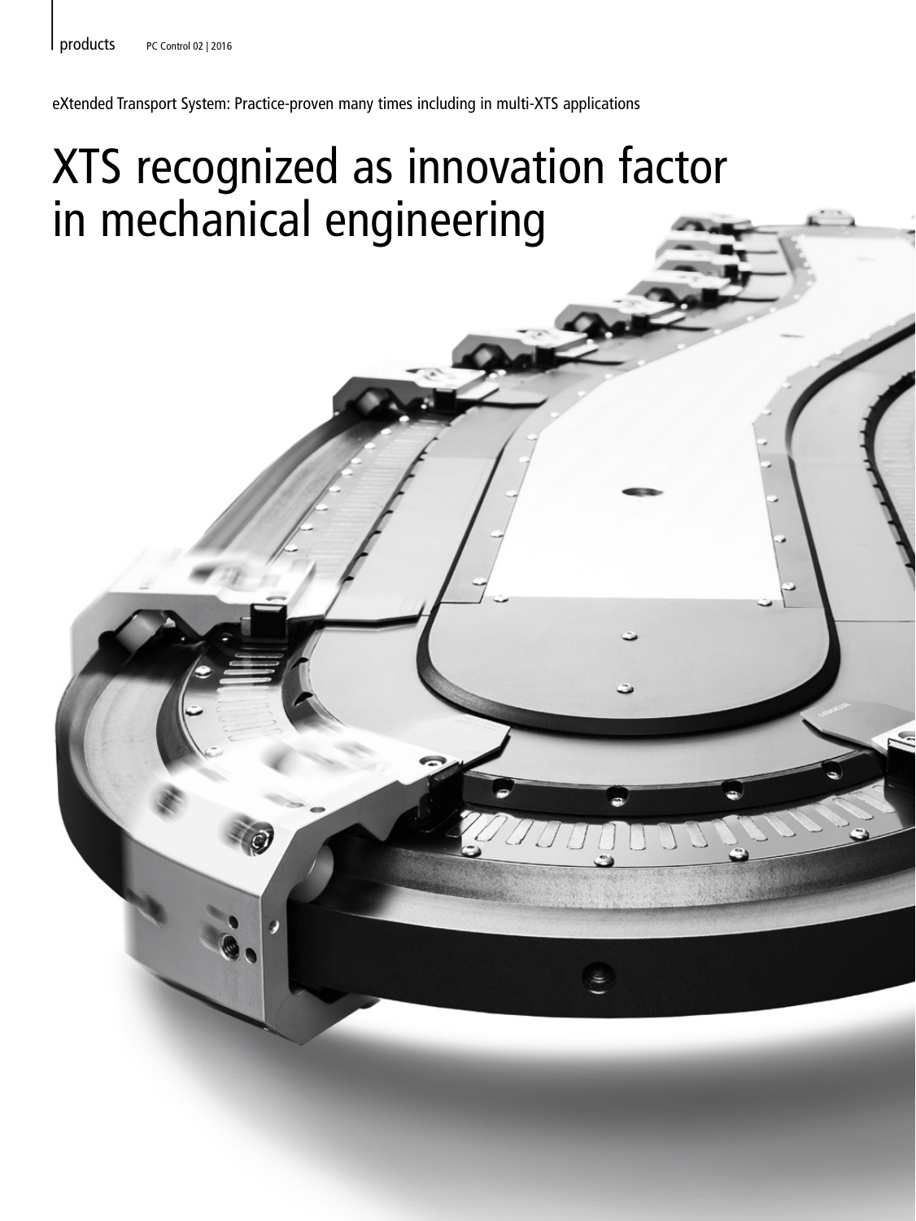eXtended Transport System: Practice-proven many times including in multi-XTS applications

# XTS recognized as innovation factor in mechanical engineering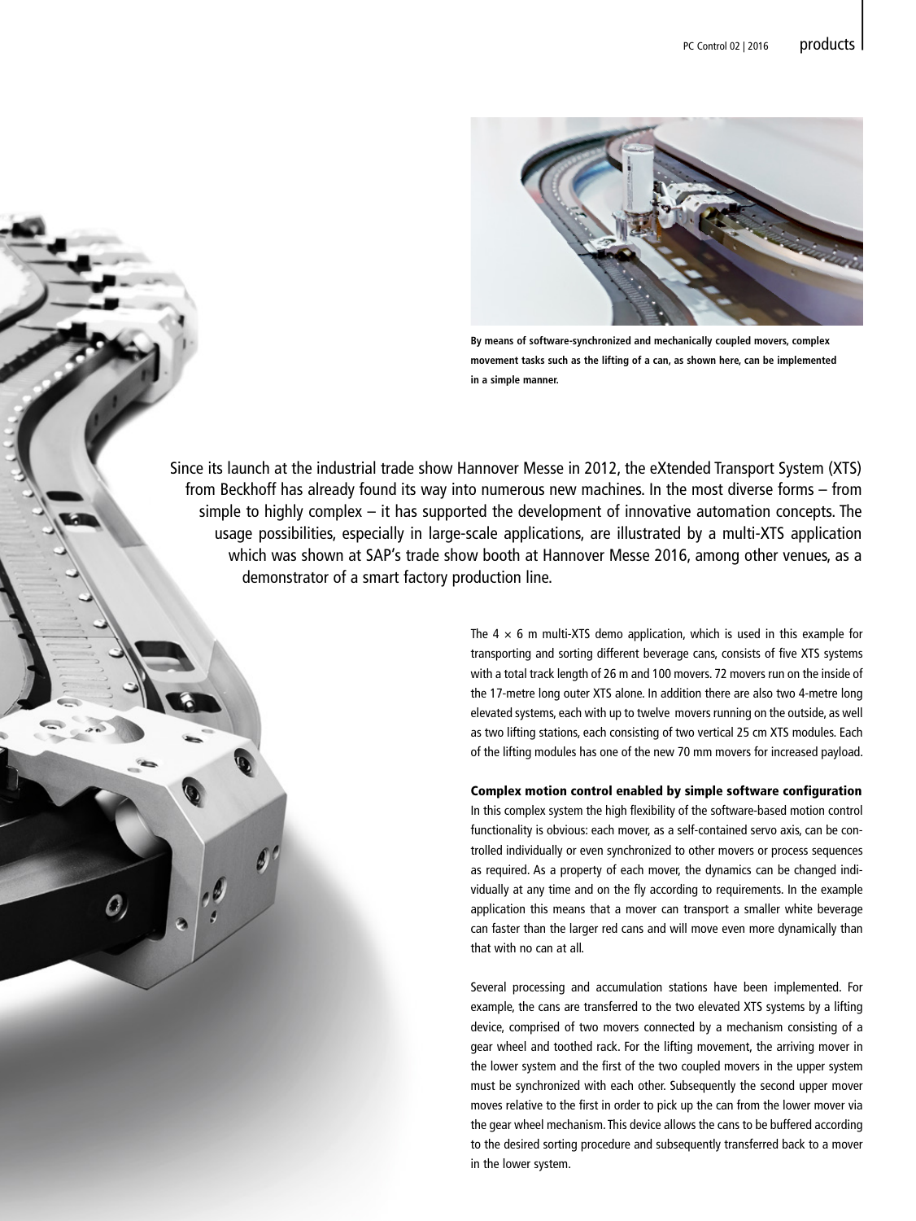By means of software-synchronized and mechanically coupled movers, complex movement tasks such as the lifting of a can, as shown here, can be implemented in a simple manner.

Since its launch at the industrial trade show Hannover Messe in 2012, the eXtended Transport System (XTS) from Beckhoff has already found its way into numerous new machines. In the most diverse forms – from simple to highly complex – it has supported the development of innovative automation concepts. The usage possibilities, especially in large-scale applications, are illustrated by a multi-XTS application which was shown at SAP's trade show booth at Hannover Messe 2016, among other venues, as a demonstrator of a smart factory production line.

The 4 × 6 m multi-XTS demo application, which is used in this example for transporting and sorting different beverage cans, consists of five XTS systems with a total track length of 26 m and 100 movers. 72 movers run on the inside of the 17-metre long outer XTS alone. In addition there are also two 4-metre long elevated systems, each with up to twelve movers running on the outside, as well as two lifting stations, each consisting of two vertical 25 cm XTS modules. Each of the lifting modules has one of the new 70 mm movers for increased payload.

### Complex motion control enabled by simple software configuration

In this complex system the high flexibility of the software-based motion control functionality is obvious: each mover, as a self-contained servo axis, can be controlled individually or even synchronized to other movers or process sequences as required. As a property of each mover, the dynamics can be changed individually at any time and on the fly according to requirements. In the example application this means that a mover can transport a smaller white beverage can faster than the larger red cans and will move even more dynamically than that with no can at all.

Several processing and accumulation stations have been implemented. For example, the cans are transferred to the two elevated XTS systems by a lifting device, comprised of two movers connected by a mechanism consisting of a gear wheel and toothed rack. For the lifting movement, the arriving mover in the lower system and the first of the two coupled movers in the upper system must be synchronized with each other. Subsequently the second upper mover moves relative to the first in order to pick up the can from the lower mover via the gear wheel mechanism. This device allows the cans to be buffered according to the desired sorting procedure and subsequently transferred back to a mover in the lower system.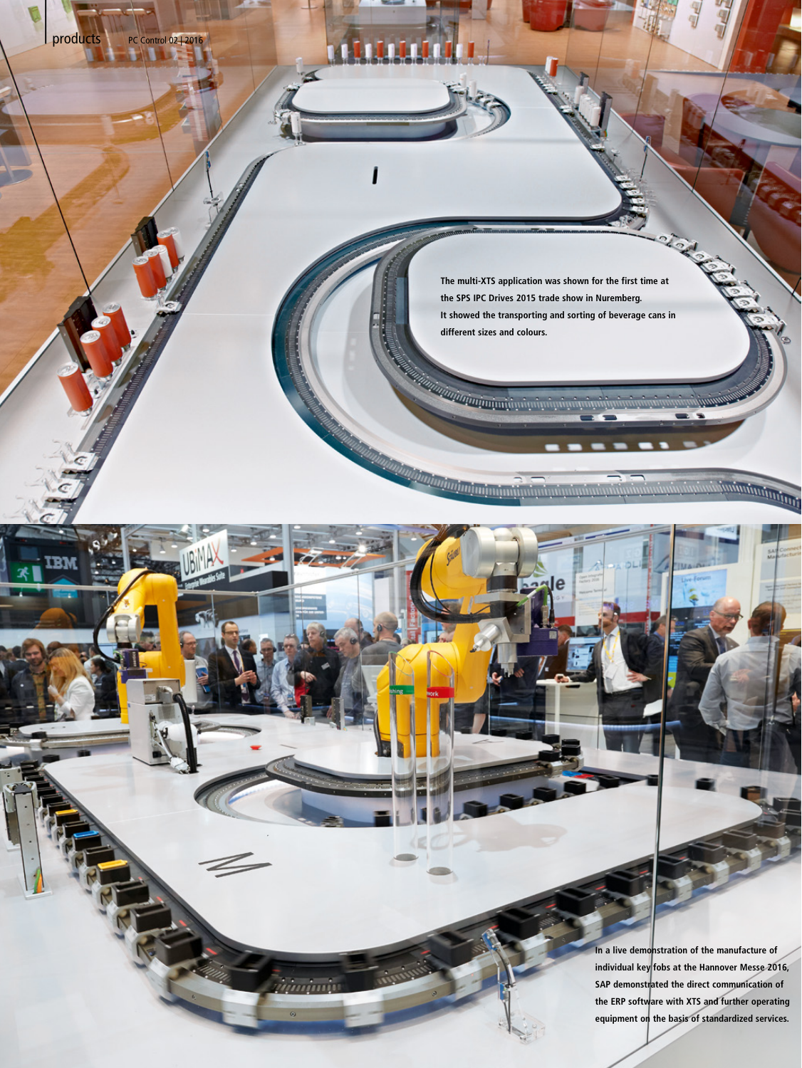The multi-XTS application was shown for the first time at the SPS IPC Drives 2015 trade show in Nuremberg. It showed the transporting and sorting of beverage cans in different sizes and colours.

In a live demonstration of the manufacture of individual key fobs at the Hannover Messe 2016, SAP demonstrated the direct communication of the ERP software with XTS and further operating equipment on the basis of standardized services.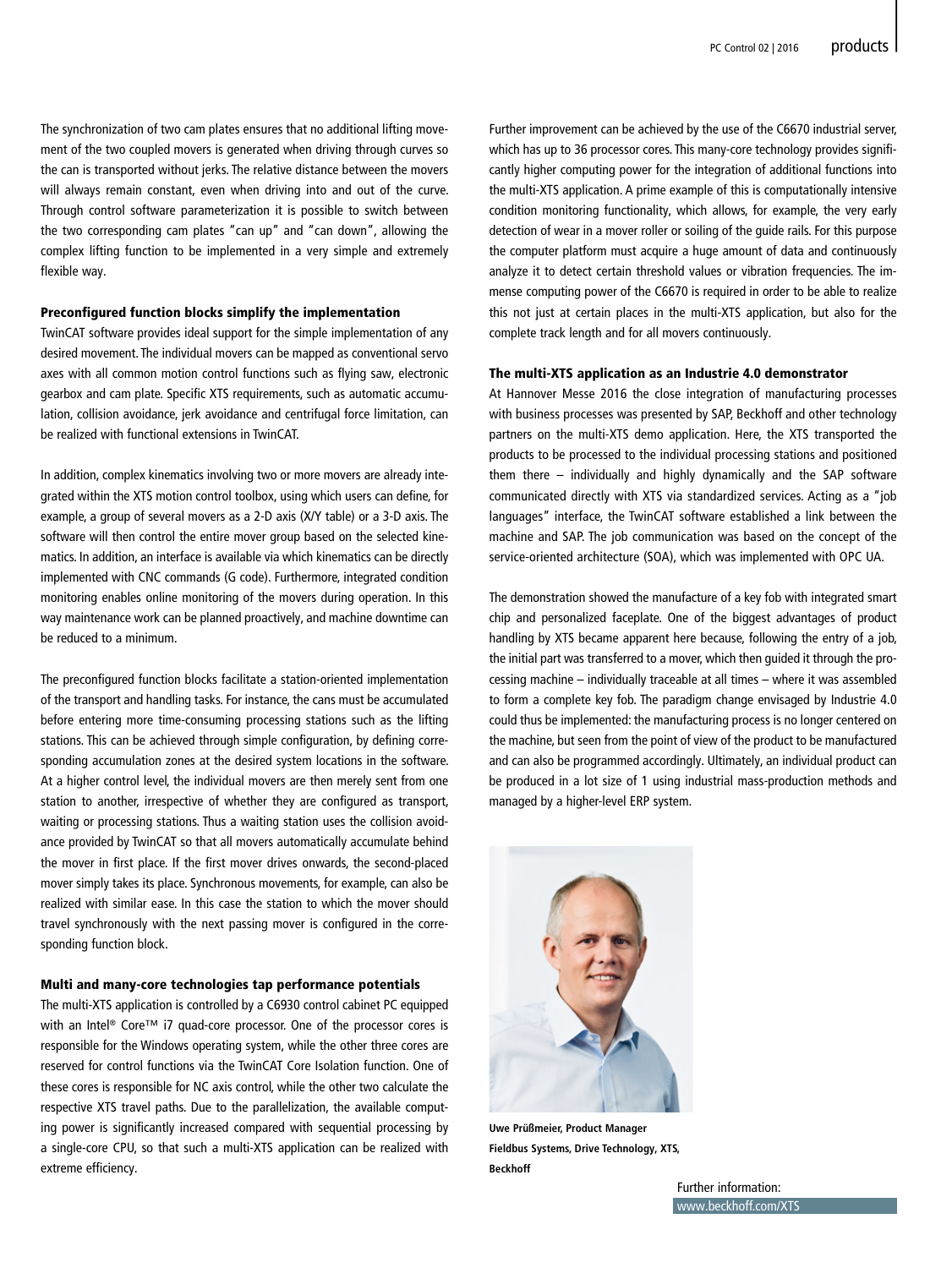The synchronization of two cam plates ensures that no additional lifting movement of the two coupled movers is generated when driving through curves so the can is transported without jerks. The relative distance between the movers will always remain constant, even when driving into and out of the curve. Through control software parameterization it is possible to switch between the two corresponding cam plates "can up" and "can down", allowing the complex lifting function to be implemented in a very simple and extremely flexible way.

### Preconfigured function blocks simplify the implementation

TwinCAT software provides ideal support for the simple implementation of any desired movement. The individual movers can be mapped as conventional servo axes with all common motion control functions such as flying saw, electronic gearbox and cam plate. Specific XTS requirements, such as automatic accumulation, collision avoidance, jerk avoidance and centrifugal force limitation, can be realized with functional extensions in TwinCAT.

In addition, complex kinematics involving two or more movers are already integrated within the XTS motion control toolbox, using which users can define, for example, a group of several movers as a 2-D axis (X/Y table) or a 3-D axis. The software will then control the entire mover group based on the selected kinematics. In addition, an interface is available via which kinematics can be directly implemented with CNC commands (G code). Furthermore, integrated condition monitoring enables online monitoring of the movers during operation. In this way maintenance work can be planned proactively, and machine downtime can be reduced to a minimum.

The preconfigured function blocks facilitate a station-oriented implementation of the transport and handling tasks. For instance, the cans must be accumulated before entering more time-consuming processing stations such as the lifting stations. This can be achieved through simple configuration, by defining corresponding accumulation zones at the desired system locations in the software. At a higher control level, the individual movers are then merely sent from one station to another, irrespective of whether they are configured as transport, waiting or processing stations. Thus a waiting station uses the collision avoidance provided by TwinCAT so that all movers automatically accumulate behind the mover in first place. If the first mover drives onwards, the second-placed mover simply takes its place. Synchronous movements, for example, can also be realized with similar ease. In this case the station to which the mover should travel synchronously with the next passing mover is configured in the corresponding function block.

### Multi and many-core technologies tap performance potentials

The multi-XTS application is controlled by a C6930 control cabinet PC equipped with an Intel® Core™ i7 quad-core processor. One of the processor cores is responsible for the Windows operating system, while the other three cores are reserved for control functions via the TwinCAT Core Isolation function. One of these cores is responsible for NC axis control, while the other two calculate the respective XTS travel paths. Due to the parallelization, the available computing power is significantly increased compared with sequential processing by a single-core CPU, so that such a multi-XTS application can be realized with extreme efficiency.

Further improvement can be achieved by the use of the C6670 industrial server, which has up to 36 processor cores. This many-core technology provides significantly higher computing power for the integration of additional functions into the multi-XTS application. A prime example of this is computationally intensive condition monitoring functionality, which allows, for example, the very early detection of wear in a mover roller or soiling of the guide rails. For this purpose the computer platform must acquire a huge amount of data and continuously analyze it to detect certain threshold values or vibration frequencies. The immense computing power of the C6670 is required in order to be able to realize this not just at certain places in the multi-XTS application, but also for the complete track length and for all movers continuously.

### The multi-XTS application as an Industrie 4.0 demonstrator

At Hannover Messe 2016 the close integration of manufacturing processes with business processes was presented by SAP, Beckhoff and other technology partners on the multi-XTS demo application. Here, the XTS transported the products to be processed to the individual processing stations and positioned them there – individually and highly dynamically and the SAP software communicated directly with XTS via standardized services. Acting as a "job languages" interface, the TwinCAT software established a link between the machine and SAP. The job communication was based on the concept of the service-oriented architecture (SOA), which was implemented with OPC UA.

The demonstration showed the manufacture of a key fob with integrated smart chip and personalized faceplate. One of the biggest advantages of product handling by XTS became apparent here because, following the entry of a job, the initial part was transferred to a mover, which then guided it through the processing machine – individually traceable at all times – where it was assembled to form a complete key fob. The paradigm change envisaged by Industrie 4.0 could thus be implemented: the manufacturing process is no longer centered on the machine, but seen from the point of view of the product to be manufactured and can also be programmed accordingly. Ultimately, an individual product can be produced in a lot size of 1 using industrial mass-production methods and managed by a higher-level ERP system.

**Uwe Prüßmeier, Product Manager Fieldbus Systems, Drive Technology, XTS, Beckhoff**

Further information:
www.beckhoff.com/XTS